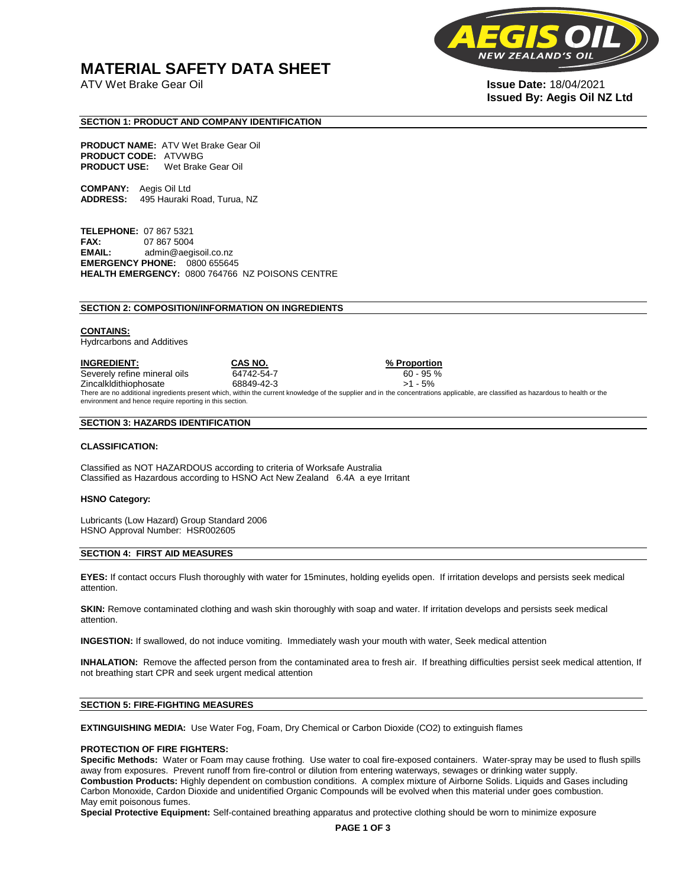# MATERIAL SAFETY DATA SHEET

ATV Wet Brake Gear Oil

**Issue Date:** 18/04/2021
**Issued By: Aegis Oil NZ Ltd**

## SECTION 1: PRODUCT AND COMPANY IDENTIFICATION

**PRODUCT NAME:** ATV Wet Brake Gear Oil
**PRODUCT CODE:** ATVWBG
**PRODUCT USE:** Wet Brake Gear Oil

**COMPANY:** Aegis Oil Ltd
**ADDRESS:** 495 Hauraki Road, Turua, NZ

**TELEPHONE:** 07 867 5321
**FAX:** 07 867 5004
**EMAIL:** admin@aegisoil.co.nz
**EMERGENCY PHONE:** 0800 655645
**HEALTH EMERGENCY:** 0800 764766 NZ POISONS CENTRE

## SECTION 2: COMPOSITION/INFORMATION ON INGREDIENTS

**CONTAINS:**
Hydrcarbons and Additives

| INGREDIENT: | CAS NO. | % Proportion |
|---|---|---|
| Severely refine mineral oils | 64742-54-7 | 60 - 95 % |
| Zincalkldithiophosate | 68849-42-3 | >1 - 5% |

There are no additional ingredients present which, within the current knowledge of the supplier and in the concentrations applicable, are classified as hazardous to health or the environment and hence require reporting in this section.

## SECTION 3: HAZARDS IDENTIFICATION

**CLASSIFICATION:**

Classified as NOT HAZARDOUS according to criteria of Worksafe Australia
Classified as Hazardous according to HSNO Act New Zealand 6.4A a eye Irritant

**HSNO Category:**

Lubricants (Low Hazard) Group Standard 2006
HSNO Approval Number: HSR002605

## SECTION 4: FIRST AID MEASURES

**EYES:** If contact occurs Flush thoroughly with water for 15minutes, holding eyelids open. If irritation develops and persists seek medical attention.

**SKIN:** Remove contaminated clothing and wash skin thoroughly with soap and water. If irritation develops and persists seek medical attention.

**INGESTION:** If swallowed, do not induce vomiting. Immediately wash your mouth with water, Seek medical attention

**INHALATION:** Remove the affected person from the contaminated area to fresh air. If breathing difficulties persist seek medical attention, If not breathing start CPR and seek urgent medical attention

## SECTION 5: FIRE-FIGHTING MEASURES

**EXTINGUISHING MEDIA:** Use Water Fog, Foam, Dry Chemical or Carbon Dioxide ($CO_2$) to extinguish flames

**PROTECTION OF FIRE FIGHTERS:**
**Specific Methods:** Water or Foam may cause frothing. Use water to coal fire-exposed containers. Water-spray may be used to flush spills away from exposures. Prevent runoff from fire-control or dilution from entering waterways, sewages or drinking water supply.
**Combustion Products:** Highly dependent on combustion conditions. A complex mixture of Airborne Solids. Liquids and Gases including Carbon Monoxide, Cardon Dioxide and unidentified Organic Compounds will be evolved when this material under goes combustion. May emit poisonous fumes.
**Special Protective Equipment:** Self-contained breathing apparatus and protective clothing should be worn to minimize exposure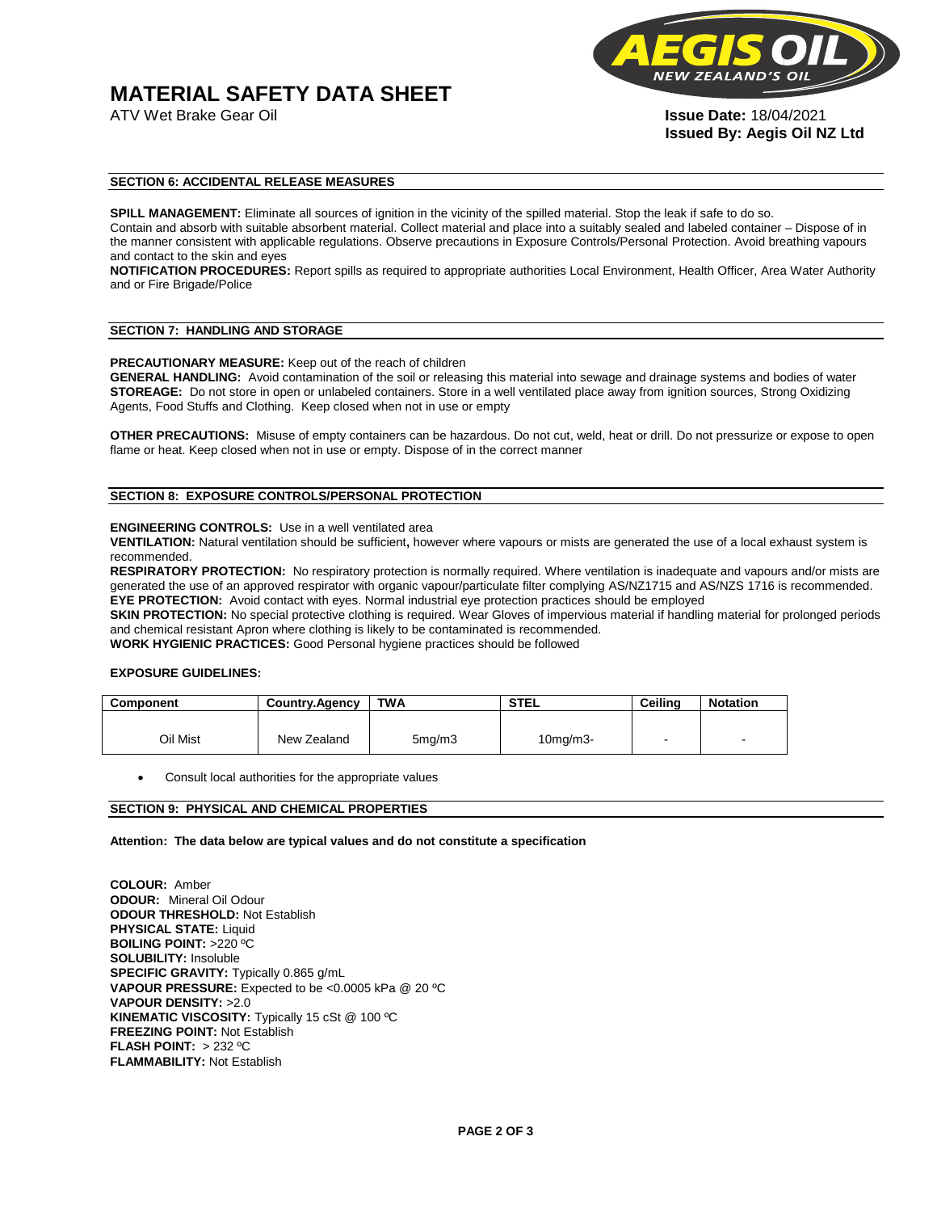# MATERIAL SAFETY DATA SHEET

ATV Wet Brake Gear Oil

**Issue Date:** 18/04/2021
**Issued By: Aegis Oil NZ Ltd**

## SECTION 6: ACCIDENTAL RELEASE MEASURES

**SPILL MANAGEMENT:** Eliminate all sources of ignition in the vicinity of the spilled material. Stop the leak if safe to do so. Contain and absorb with suitable absorbent material. Collect material and place into a suitably sealed and labeled container – Dispose of in the manner consistent with applicable regulations. Observe precautions in Exposure Controls/Personal Protection. Avoid breathing vapours and contact to the skin and eyes

**NOTIFICATION PROCEDURES:** Report spills as required to appropriate authorities Local Environment, Health Officer, Area Water Authority and or Fire Brigade/Police

## SECTION 7: HANDLING AND STORAGE

**PRECAUTIONARY MEASURE:** Keep out of the reach of children

**GENERAL HANDLING:** Avoid contamination of the soil or releasing this material into sewage and drainage systems and bodies of water

**STOREAGE:** Do not store in open or unlabeled containers. Store in a well ventilated place away from ignition sources, Strong Oxidizing Agents, Food Stuffs and Clothing. Keep closed when not in use or empty

**OTHER PRECAUTIONS:** Misuse of empty containers can be hazardous. Do not cut, weld, heat or drill. Do not pressurize or expose to open flame or heat. Keep closed when not in use or empty. Dispose of in the correct manner

## SECTION 8: EXPOSURE CONTROLS/PERSONAL PROTECTION

**ENGINEERING CONTROLS:** Use in a well ventilated area

**VENTILATION:** Natural ventilation should be sufficient**,** however where vapours or mists are generated the use of a local exhaust system is recommended.

**RESPIRATORY PROTECTION:** No respiratory protection is normally required. Where ventilation is inadequate and vapours and/or mists are generated the use of an approved respirator with organic vapour/particulate filter complying AS/NZ1715 and AS/NZS 1716 is recommended.

**EYE PROTECTION:** Avoid contact with eyes. Normal industrial eye protection practices should be employed

**SKIN PROTECTION:** No special protective clothing is required. Wear Gloves of impervious material if handling material for prolonged periods and chemical resistant Apron where clothing is likely to be contaminated is recommended.

**WORK HYGIENIC PRACTICES:** Good Personal hygiene practices should be followed

**EXPOSURE GUIDELINES:**

| Component | Country.Agency | TWA | STEL | Ceiling | Notation |
|---|---|---|---|---|---|
| Oil Mist | New Zealand | 5mg/m3 | 10mg/m3- | - | - |

- Consult local authorities for the appropriate values

## SECTION 9: PHYSICAL AND CHEMICAL PROPERTIES

**Attention: The data below are typical values and do not constitute a specification**

**COLOUR:** Amber
**ODOUR:** Mineral Oil Odour
**ODOUR THRESHOLD:** Not Establish
**PHYSICAL STATE:** Liquid
**BOILING POINT:** >220 ºC
**SOLUBILITY:** Insoluble
**SPECIFIC GRAVITY:** Typically 0.865 g/mL
**VAPOUR PRESSURE:** Expected to be <0.0005 kPa @ 20 ºC
**VAPOUR DENSITY:** >2.0
**KINEMATIC VISCOSITY:** Typically 15 cSt @ 100 ºC
**FREEZING POINT:** Not Establish
**FLASH POINT:** > 232 ºC
**FLAMMABILITY:** Not Establish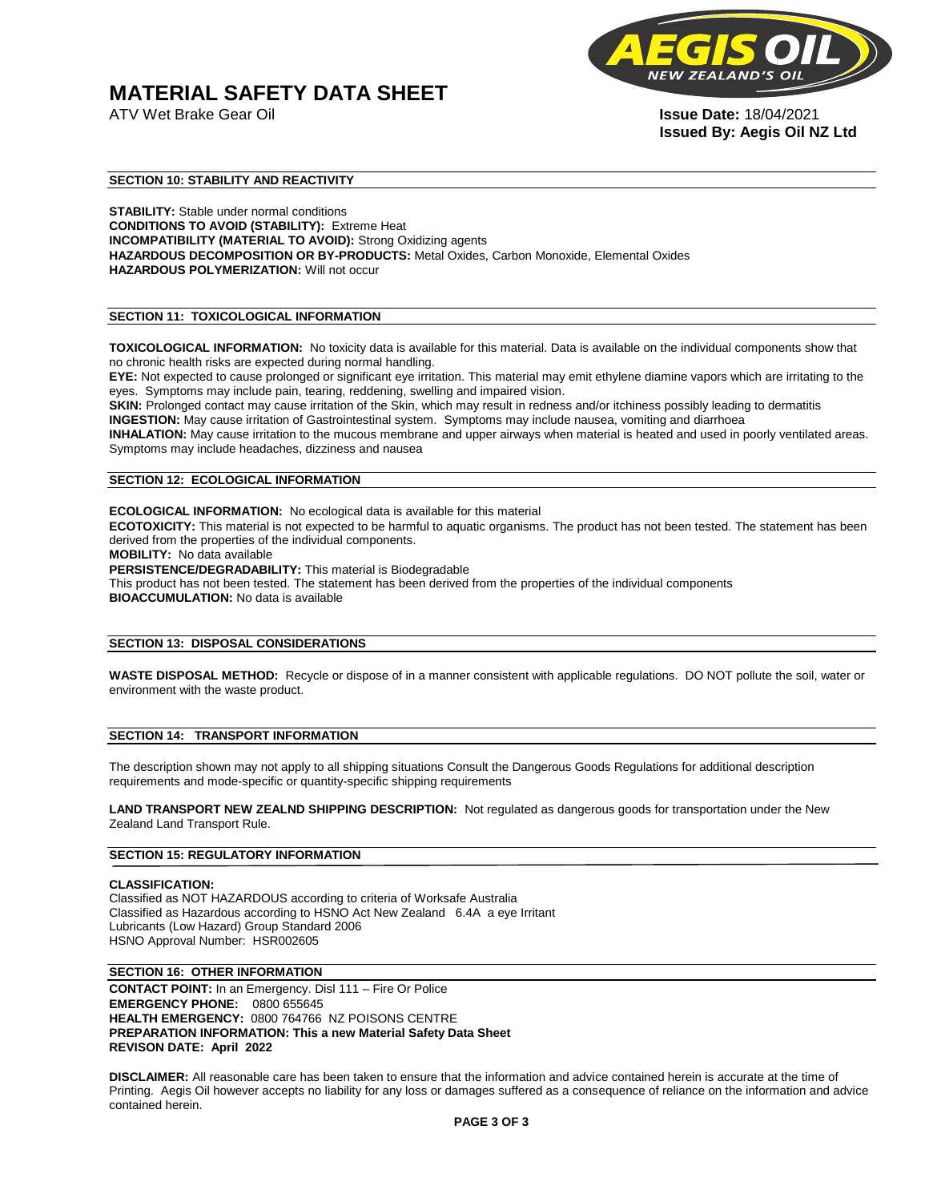# MATERIAL SAFETY DATA SHEET

ATV Wet Brake Gear Oil

**Issue Date:** 18/04/2021
**Issued By: Aegis Oil NZ Ltd**

## SECTION 10: STABILITY AND REACTIVITY

**STABILITY:** Stable under normal conditions
**CONDITIONS TO AVOID (STABILITY):** Extreme Heat
**INCOMPATIBILITY (MATERIAL TO AVOID):** Strong Oxidizing agents
**HAZARDOUS DECOMPOSITION OR BY-PRODUCTS:** Metal Oxides, Carbon Monoxide, Elemental Oxides
**HAZARDOUS POLYMERIZATION:** Will not occur

## SECTION 11: TOXICOLOGICAL INFORMATION

**TOXICOLOGICAL INFORMATION:** No toxicity data is available for this material. Data is available on the individual components show that no chronic health risks are expected during normal handling.
**EYE:** Not expected to cause prolonged or significant eye irritation. This material may emit ethylene diamine vapors which are irritating to the eyes. Symptoms may include pain, tearing, reddening, swelling and impaired vision.
**SKIN:** Prolonged contact may cause irritation of the Skin, which may result in redness and/or itchiness possibly leading to dermatitis
**INGESTION:** May cause irritation of Gastrointestinal system. Symptoms may include nausea, vomiting and diarrhoea
**INHALATION:** May cause irritation to the mucous membrane and upper airways when material is heated and used in poorly ventilated areas. Symptoms may include headaches, dizziness and nausea

## SECTION 12: ECOLOGICAL INFORMATION

**ECOLOGICAL INFORMATION:** No ecological data is available for this material
**ECOTOXICITY:** This material is not expected to be harmful to aquatic organisms. The product has not been tested. The statement has been derived from the properties of the individual components.
**MOBILITY:** No data available
**PERSISTENCE/DEGRADABILITY:** This material is Biodegradable
This product has not been tested. The statement has been derived from the properties of the individual components
**BIOACCUMULATION:** No data is available

## SECTION 13: DISPOSAL CONSIDERATIONS

**WASTE DISPOSAL METHOD:** Recycle or dispose of in a manner consistent with applicable regulations. DO NOT pollute the soil, water or environment with the waste product.

## SECTION 14: TRANSPORT INFORMATION

The description shown may not apply to all shipping situations Consult the Dangerous Goods Regulations for additional description requirements and mode-specific or quantity-specific shipping requirements

**LAND TRANSPORT NEW ZEALND SHIPPING DESCRIPTION:** Not regulated as dangerous goods for transportation under the New Zealand Land Transport Rule.

## SECTION 15: REGULATORY INFORMATION

**CLASSIFICATION:**
Classified as NOT HAZARDOUS according to criteria of Worksafe Australia
Classified as Hazardous according to HSNO Act New Zealand 6.4A a eye Irritant
Lubricants (Low Hazard) Group Standard 2006
HSNO Approval Number: HSR002605

## SECTION 16: OTHER INFORMATION

**CONTACT POINT:** In an Emergency. Disl 111 – Fire Or Police
**EMERGENCY PHONE:** 0800 655645
**HEALTH EMERGENCY:** 0800 764766 NZ POISONS CENTRE
**PREPARATION INFORMATION: This a new Material Safety Data Sheet**
**REVISON DATE: April 2022**

**DISCLAIMER:** All reasonable care has been taken to ensure that the information and advice contained herein is accurate at the time of Printing. Aegis Oil however accepts no liability for any loss or damages suffered as a consequence of reliance on the information and advice contained herein.